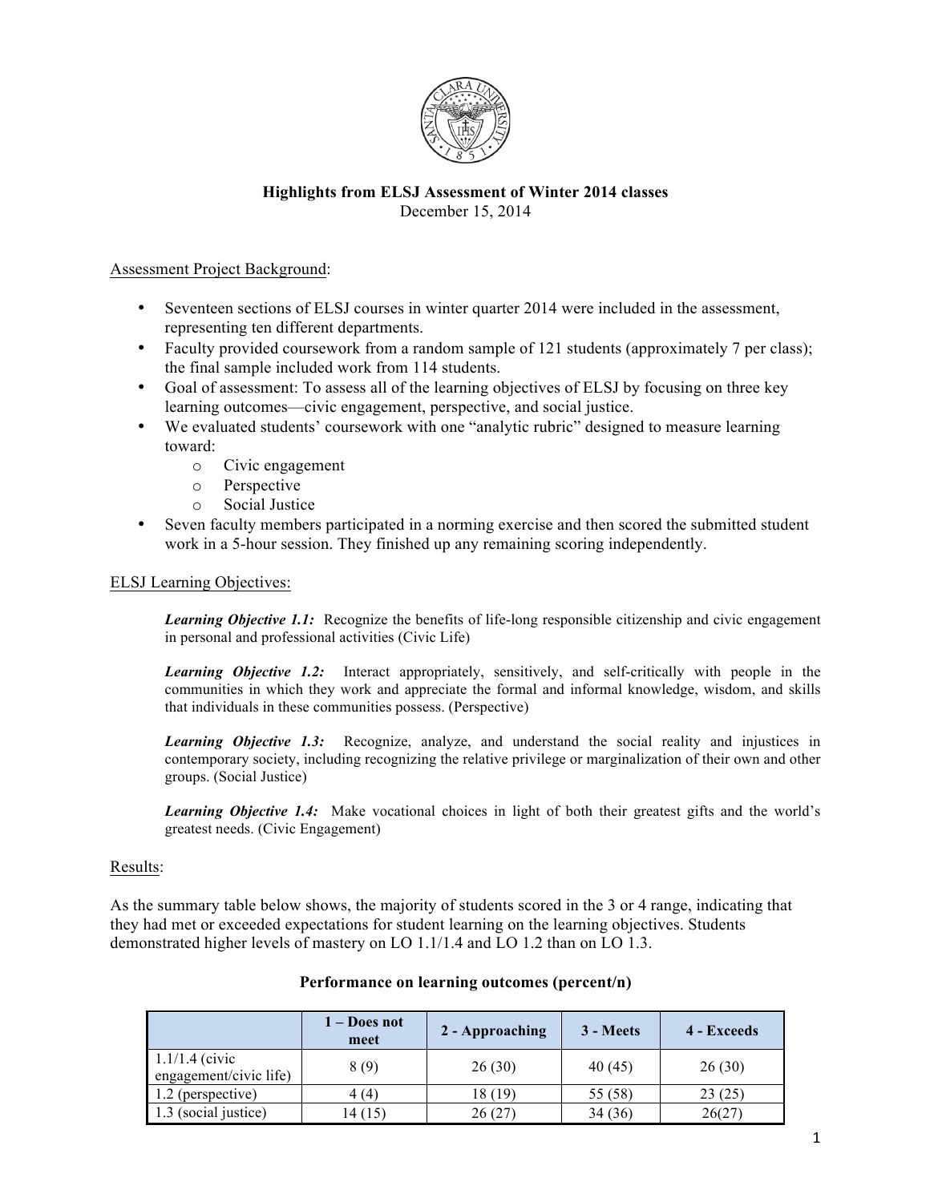**Highlights from ELSJ Assessment of Winter 2014 classes**
December 15, 2014

Assessment Project Background:

- Seventeen sections of ELSJ courses in winter quarter 2014 were included in the assessment, representing ten different departments.
- Faculty provided coursework from a random sample of 121 students (approximately 7 per class); the final sample included work from 114 students.
- Goal of assessment: To assess all of the learning objectives of ELSJ by focusing on three key learning outcomes—civic engagement, perspective, and social justice.
- We evaluated students' coursework with one "analytic rubric" designed to measure learning toward:
  - Civic engagement
  - Perspective
  - Social Justice
- Seven faculty members participated in a norming exercise and then scored the submitted student work in a 5-hour session. They finished up any remaining scoring independently.

ELSJ Learning Objectives:

> ***Learning Objective 1.1:*** Recognize the benefits of life-long responsible citizenship and civic engagement in personal and professional activities (Civic Life)
>
> ***Learning Objective 1.2:*** Interact appropriately, sensitively, and self-critically with people in the communities in which they work and appreciate the formal and informal knowledge, wisdom, and skills that individuals in these communities possess. (Perspective)
>
> ***Learning Objective 1.3:*** Recognize, analyze, and understand the social reality and injustices in contemporary society, including recognizing the relative privilege or marginalization of their own and other groups. (Social Justice)
>
> ***Learning Objective 1.4:*** Make vocational choices in light of both their greatest gifts and the world's greatest needs. (Civic Engagement)

Results:

As the summary table below shows, the majority of students scored in the 3 or 4 range, indicating that they had met or exceeded expectations for student learning on the learning objectives. Students demonstrated higher levels of mastery on LO 1.1/1.4 and LO 1.2 than on LO 1.3.

**Performance on learning outcomes (percent/n)**

| | 1 – Does not meet | 2 - Approaching | 3 - Meets | 4 - Exceeds |
|---|---|---|---|---|
| 1.1/1.4 (civic engagement/civic life) | 8 (9) | 26 (30) | 40 (45) | 26 (30) |
| 1.2 (perspective) | 4 (4) | 18 (19) | 55 (58) | 23 (25) |
| 1.3 (social justice) | 14 (15) | 26 (27) | 34 (36) | 26(27) |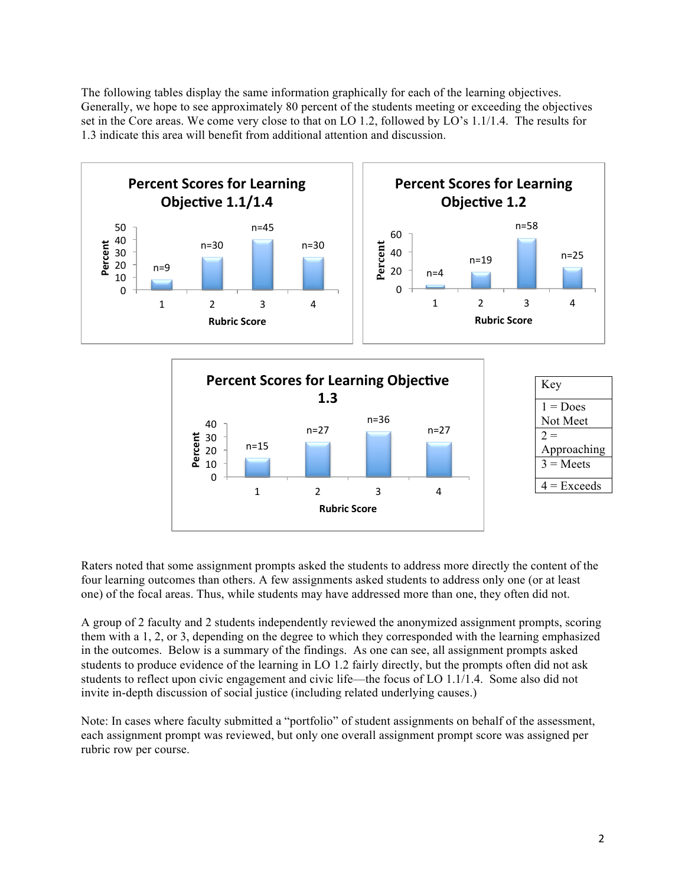The following tables display the same information graphically for each of the learning objectives. Generally, we hope to see approximately 80 percent of the students meeting or exceeding the objectives set in the Core areas. We come very close to that on LO 1.2, followed by LO's 1.1/1.4. The results for 1.3 indicate this area will benefit from additional attention and discussion.

**Percent Scores for Learning Objective 1.1/1.4**

| Rubric Score | 1 | 2 | 3 | 4 |
|---|---|---|---|---|
| n | n=9 | n=30 | n=45 | n=30 |

**Percent Scores for Learning Objective 1.2**

| Rubric Score | 1 | 2 | 3 | 4 |
|---|---|---|---|---|
| n | n=4 | n=19 | n=58 | n=25 |

**Percent Scores for Learning Objective 1.3**

| Rubric Score | 1 | 2 | 3 | 4 |
|---|---|---|---|---|
| n | n=15 | n=27 | n=36 | n=27 |

| Key |
|---|
| 1 = Does Not Meet |
| 2 = Approaching |
| 3 = Meets |
| 4 = Exceeds |

Raters noted that some assignment prompts asked the students to address more directly the content of the four learning outcomes than others. A few assignments asked students to address only one (or at least one) of the focal areas. Thus, while students may have addressed more than one, they often did not.

A group of 2 faculty and 2 students independently reviewed the anonymized assignment prompts, scoring them with a 1, 2, or 3, depending on the degree to which they corresponded with the learning emphasized in the outcomes. Below is a summary of the findings. As one can see, all assignment prompts asked students to produce evidence of the learning in LO 1.2 fairly directly, but the prompts often did not ask students to reflect upon civic engagement and civic life—the focus of LO 1.1/1.4. Some also did not invite in-depth discussion of social justice (including related underlying causes.)

Note: In cases where faculty submitted a "portfolio" of student assignments on behalf of the assessment, each assignment prompt was reviewed, but only one overall assignment prompt score was assigned per rubric row per course.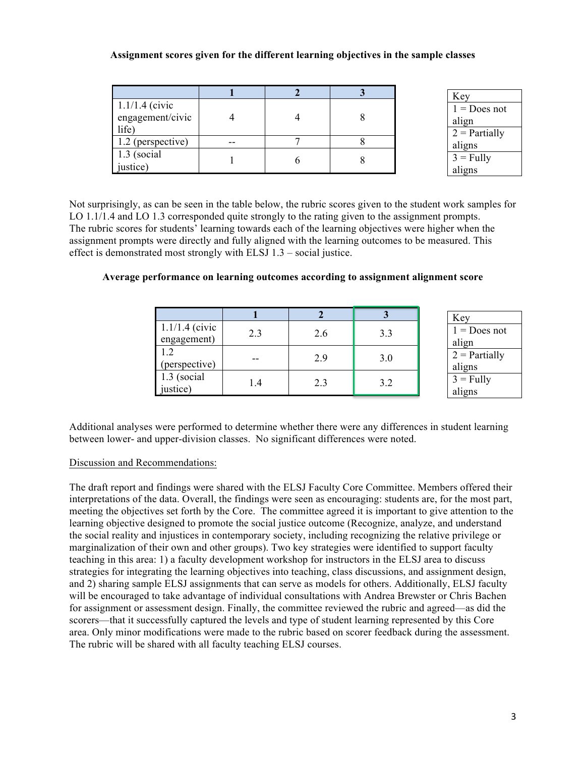**Assignment scores given for the different learning objectives in the sample classes**

| | 1 | 2 | 3 |
|---|---|---|---|
| 1.1/1.4 (civic engagement/civic life) | 4 | 4 | 8 |
| 1.2 (perspective) | -- | 7 | 8 |
| 1.3 (social justice) | 1 | 6 | 8 |

| Key |
|---|
| 1 = Does not align |
| 2 = Partially aligns |
| 3 = Fully aligns |

Not surprisingly, as can be seen in the table below, the rubric scores given to the student work samples for LO 1.1/1.4 and LO 1.3 corresponded quite strongly to the rating given to the assignment prompts. The rubric scores for students' learning towards each of the learning objectives were higher when the assignment prompts were directly and fully aligned with the learning outcomes to be measured. This effect is demonstrated most strongly with ELSJ 1.3 – social justice.

**Average performance on learning outcomes according to assignment alignment score**

| | 1 | 2 | 3 |
|---|---|---|---|
| 1.1/1.4 (civic engagement) | 2.3 | 2.6 | 3.3 |
| 1.2 (perspective) | -- | 2.9 | 3.0 |
| 1.3 (social justice) | 1.4 | 2.3 | 3.2 |

| Key |
|---|
| 1 = Does not align |
| 2 = Partially aligns |
| 3 = Fully aligns |

Additional analyses were performed to determine whether there were any differences in student learning between lower- and upper-division classes. No significant differences were noted.

Discussion and Recommendations:

The draft report and findings were shared with the ELSJ Faculty Core Committee. Members offered their interpretations of the data. Overall, the findings were seen as encouraging: students are, for the most part, meeting the objectives set forth by the Core. The committee agreed it is important to give attention to the learning objective designed to promote the social justice outcome (Recognize, analyze, and understand the social reality and injustices in contemporary society, including recognizing the relative privilege or marginalization of their own and other groups). Two key strategies were identified to support faculty teaching in this area: 1) a faculty development workshop for instructors in the ELSJ area to discuss strategies for integrating the learning objectives into teaching, class discussions, and assignment design, and 2) sharing sample ELSJ assignments that can serve as models for others. Additionally, ELSJ faculty will be encouraged to take advantage of individual consultations with Andrea Brewster or Chris Bachen for assignment or assessment design. Finally, the committee reviewed the rubric and agreed—as did the scorers—that it successfully captured the levels and type of student learning represented by this Core area. Only minor modifications were made to the rubric based on scorer feedback during the assessment. The rubric will be shared with all faculty teaching ELSJ courses.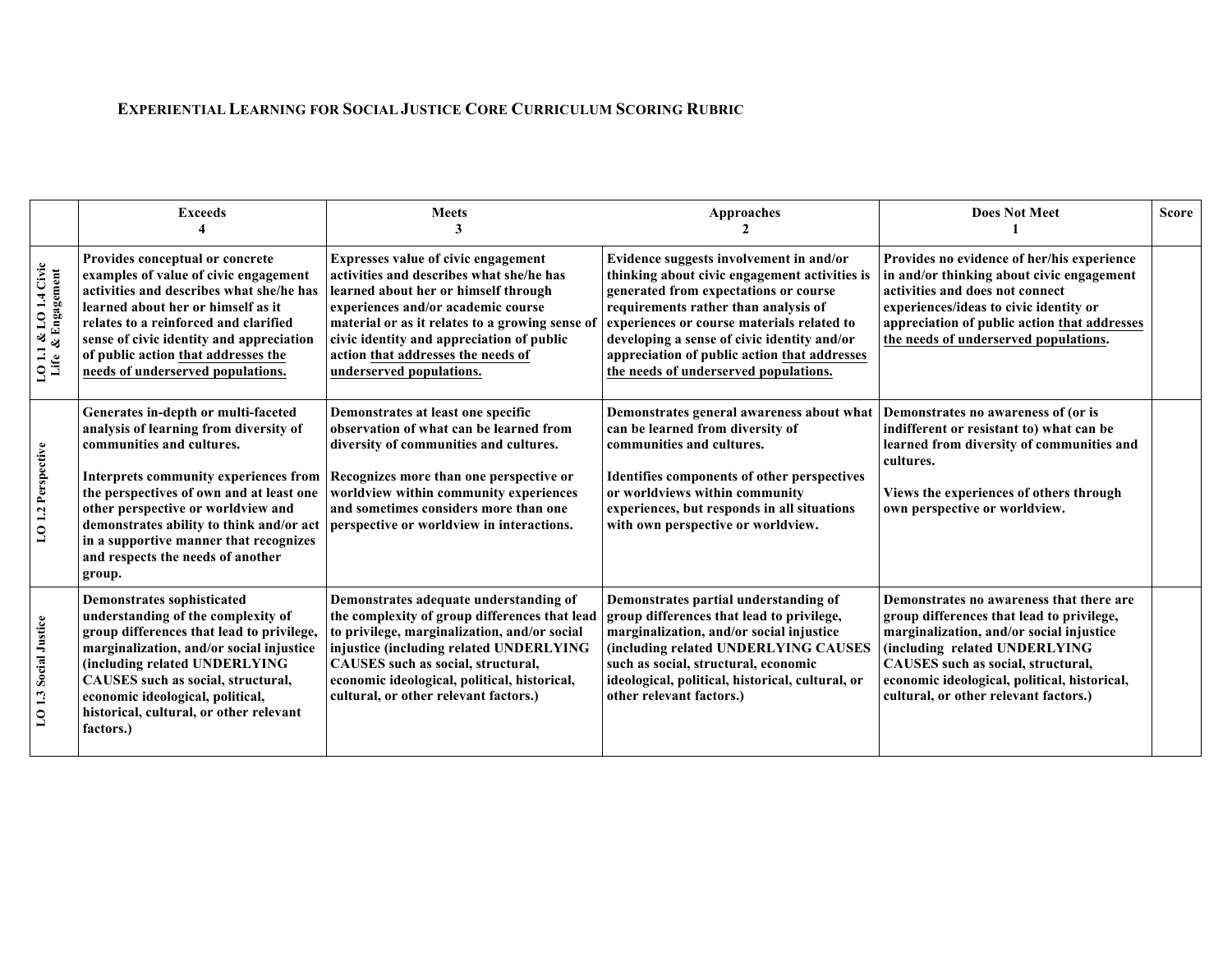# Experiential Learning for Social Justice Core Curriculum Scoring Rubric

| | Exceeds 4 | Meets 3 | Approaches 2 | Does Not Meet 1 | Score |
|---|---|---|---|---|---|
| **LO 1.1 & LO 1.4 Civic Life & Engagement** | **Provides conceptual or concrete examples of value of civic engagement activities and describes what she/he has learned about her or himself as it relates to a reinforced and clarified sense of civic identity and appreciation of public action <u>that addresses the needs of underserved populations.</u>** | **Expresses value of civic engagement activities and describes what she/he has learned about her or himself through experiences and/or academic course material or as it relates to a growing sense of civic identity and appreciation of public action <u>that addresses the needs of underserved populations.</u>** | **Evidence suggests involvement in and/or thinking about civic engagement activities is generated from expectations or course requirements rather than analysis of experiences or course materials related to developing a sense of civic identity and/or appreciation of public action <u>that addresses the needs of underserved populations.</u>** | **Provides no evidence of her/his experience in and/or thinking about civic engagement activities and does not connect experiences/ideas to civic identity or appreciation of public action <u>that addresses the needs of underserved populations</u>.** | |
| **LO 1.2 Perspective** | **Generates in-depth or multi-faceted analysis of learning from diversity of communities and cultures.<br><br>Interprets community experiences from the perspectives of own and at least one other perspective or worldview and demonstrates ability to think and/or act in a supportive manner that recognizes and respects the needs of another group.** | **Demonstrates at least one specific observation of what can be learned from diversity of communities and cultures.<br><br>Recognizes more than one perspective or worldview within community experiences and sometimes considers more than one perspective or worldview in interactions.** | **Demonstrates general awareness about what can be learned from diversity of communities and cultures.<br><br>Identifies components of other perspectives or worldviews within community experiences, but responds in all situations with own perspective or worldview.** | **Demonstrates no awareness of (or is indifferent or resistant to) what can be learned from diversity of communities and cultures.<br><br>Views the experiences of others through own perspective or worldview.** | |
| **LO 1.3 Social Justice** | **Demonstrates sophisticated understanding of the complexity of group differences that lead to privilege, marginalization, and/or social injustice (including related UNDERLYING CAUSES such as social, structural, economic ideological, political, historical, cultural, or other relevant factors.)** | **Demonstrates adequate understanding of the complexity of group differences that lead to privilege, marginalization, and/or social injustice (including related UNDERLYING CAUSES such as social, structural, economic ideological, political, historical, cultural, or other relevant factors.)** | **Demonstrates partial understanding of group differences that lead to privilege, marginalization, and/or social injustice (including related UNDERLYING CAUSES such as social, structural, economic ideological, political, historical, cultural, or other relevant factors.)** | **Demonstrates no awareness that there are group differences that lead to privilege, marginalization, and/or social injustice (including related UNDERLYING CAUSES such as social, structural, economic ideological, political, historical, cultural, or other relevant factors.)** | |